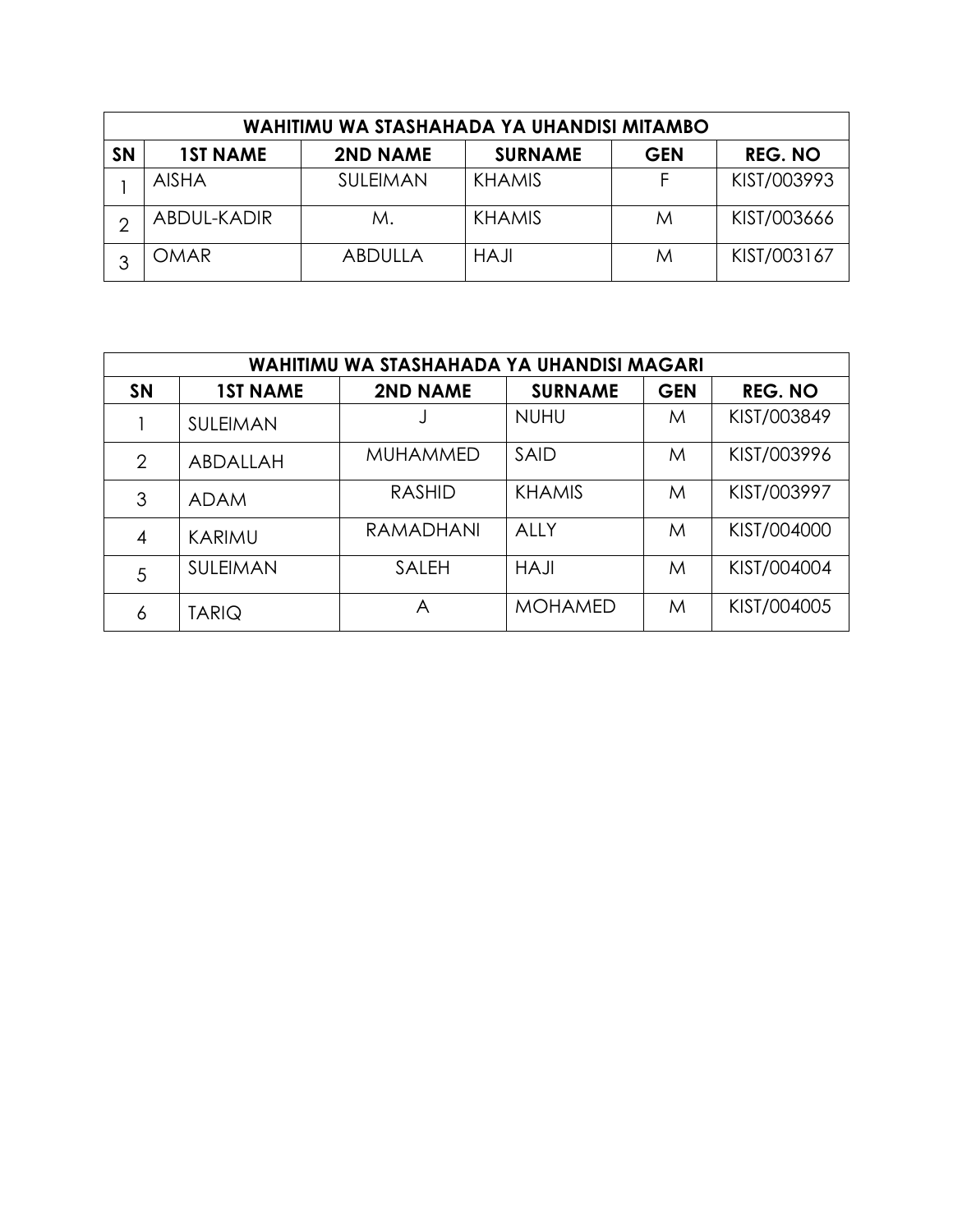| WAHITIMU WA STASHAHADA YA UHANDISI MITAMBO | | | | | |
|---|---|---|---|---|---|
| **SN** | **1ST NAME** | **2ND NAME** | **SURNAME** | **GEN** | **REG. NO** |
| 1 | AISHA | SULEIMAN | KHAMIS | F | KIST/003993 |
| 2 | ABDUL-KADIR | M. | KHAMIS | M | KIST/003666 |
| 3 | OMAR | ABDULLA | HAJI | M | KIST/003167 |

| WAHITIMU WA STASHAHADA YA UHANDISI MAGARI | | | | | |
|---|---|---|---|---|---|
| **SN** | **1ST NAME** | **2ND NAME** | **SURNAME** | **GEN** | **REG. NO** |
| 1 | SULEIMAN | J | NUHU | M | KIST/003849 |
| 2 | ABDALLAH | MUHAMMED | SAID | M | KIST/003996 |
| 3 | ADAM | RASHID | KHAMIS | M | KIST/003997 |
| 4 | KARIMU | RAMADHANI | ALLY | M | KIST/004000 |
| 5 | SULEIMAN | SALEH | HAJI | M | KIST/004004 |
| 6 | TARIQ | A | MOHAMED | M | KIST/004005 |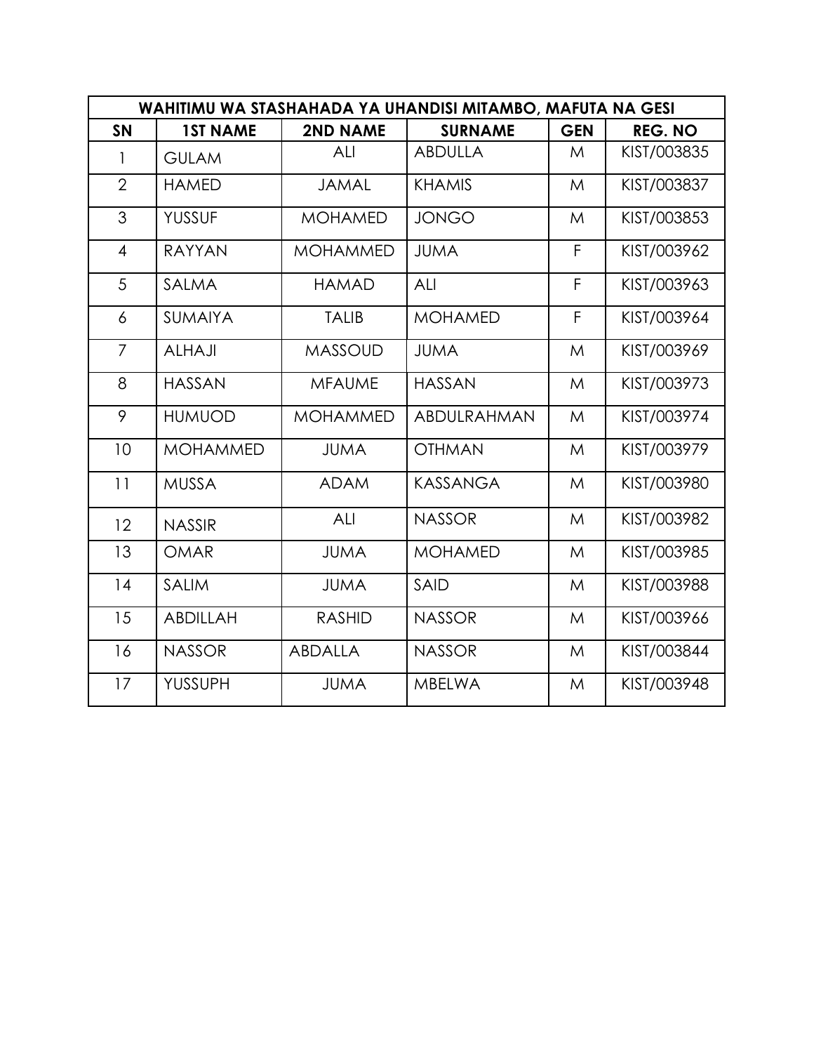| WAHITIMU WA STASHAHADA YA UHANDISI MITAMBO, MAFUTA NA GESI | | | | | |
|---|---|---|---|---|---|
| **SN** | **1ST NAME** | **2ND NAME** | **SURNAME** | **GEN** | **REG. NO** |
| 1 | GULAM | ALI | ABDULLA | M | KIST/003835 |
| 2 | HAMED | JAMAL | KHAMIS | M | KIST/003837 |
| 3 | YUSSUF | MOHAMED | JONGO | M | KIST/003853 |
| 4 | RAYYAN | MOHAMMED | JUMA | F | KIST/003962 |
| 5 | SALMA | HAMAD | ALI | F | KIST/003963 |
| 6 | SUMAIYA | TALIB | MOHAMED | F | KIST/003964 |
| 7 | ALHAJI | MASSOUD | JUMA | M | KIST/003969 |
| 8 | HASSAN | MFAUME | HASSAN | M | KIST/003973 |
| 9 | HUMUOD | MOHAMMED | ABDULRAHMAN | M | KIST/003974 |
| 10 | MOHAMMED | JUMA | OTHMAN | M | KIST/003979 |
| 11 | MUSSA | ADAM | KASSANGA | M | KIST/003980 |
| 12 | NASSIR | ALI | NASSOR | M | KIST/003982 |
| 13 | OMAR | JUMA | MOHAMED | M | KIST/003985 |
| 14 | SALIM | JUMA | SAID | M | KIST/003988 |
| 15 | ABDILLAH | RASHID | NASSOR | M | KIST/003966 |
| 16 | NASSOR | ABDALLA | NASSOR | M | KIST/003844 |
| 17 | YUSSUPH | JUMA | MBELWA | M | KIST/003948 |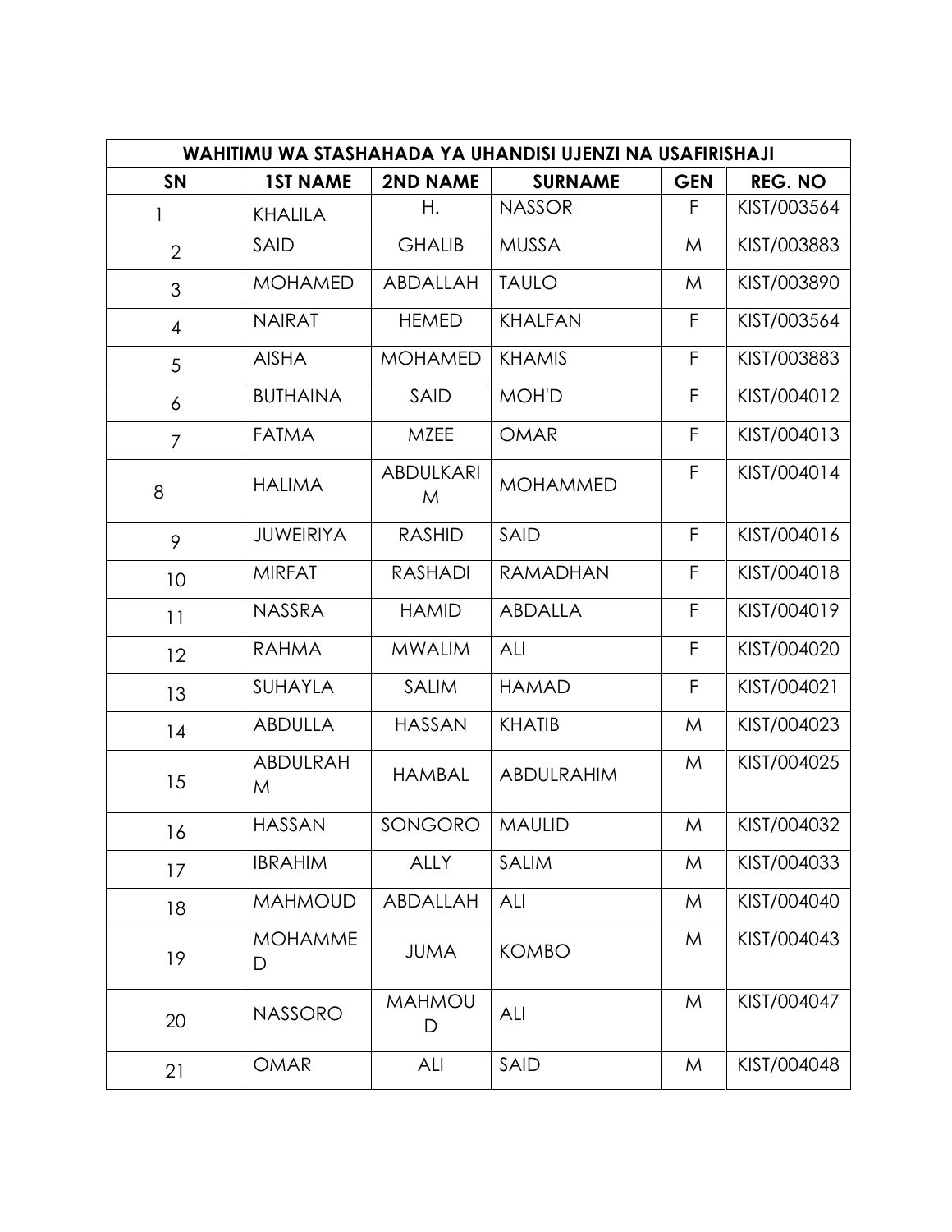| WAHITIMU WA STASHAHADA YA UHANDISI UJENZI NA USAFIRISHAJI | | | | | |
|---|---|---|---|---|---|
| **SN** | **1ST NAME** | **2ND NAME** | **SURNAME** | **GEN** | **REG. NO** |
| 1 | KHALILA | H. | NASSOR | F | KIST/003564 |
| 2 | SAID | GHALIB | MUSSA | M | KIST/003883 |
| 3 | MOHAMED | ABDALLAH | TAULO | M | KIST/003890 |
| 4 | NAIRAT | HEMED | KHALFAN | F | KIST/003564 |
| 5 | AISHA | MOHAMED | KHAMIS | F | KIST/003883 |
| 6 | BUTHAINA | SAID | MOH'D | F | KIST/004012 |
| 7 | FATMA | MZEE | OMAR | F | KIST/004013 |
| 8 | HALIMA | ABDULKARIM | MOHAMMED | F | KIST/004014 |
| 9 | JUWEIRIYA | RASHID | SAID | F | KIST/004016 |
| 10 | MIRFAT | RASHADI | RAMADHAN | F | KIST/004018 |
| 11 | NASSRA | HAMID | ABDALLA | F | KIST/004019 |
| 12 | RAHMA | MWALIM | ALI | F | KIST/004020 |
| 13 | SUHAYLA | SALIM | HAMAD | F | KIST/004021 |
| 14 | ABDULLA | HASSAN | KHATIB | M | KIST/004023 |
| 15 | ABDULRAHM | HAMBAL | ABDULRAHIM | M | KIST/004025 |
| 16 | HASSAN | SONGORO | MAULID | M | KIST/004032 |
| 17 | IBRAHIM | ALLY | SALIM | M | KIST/004033 |
| 18 | MAHMOUD | ABDALLAH | ALI | M | KIST/004040 |
| 19 | MOHAMMED | JUMA | KOMBO | M | KIST/004043 |
| 20 | NASSORO | MAHMOUD | ALI | M | KIST/004047 |
| 21 | OMAR | ALI | SAID | M | KIST/004048 |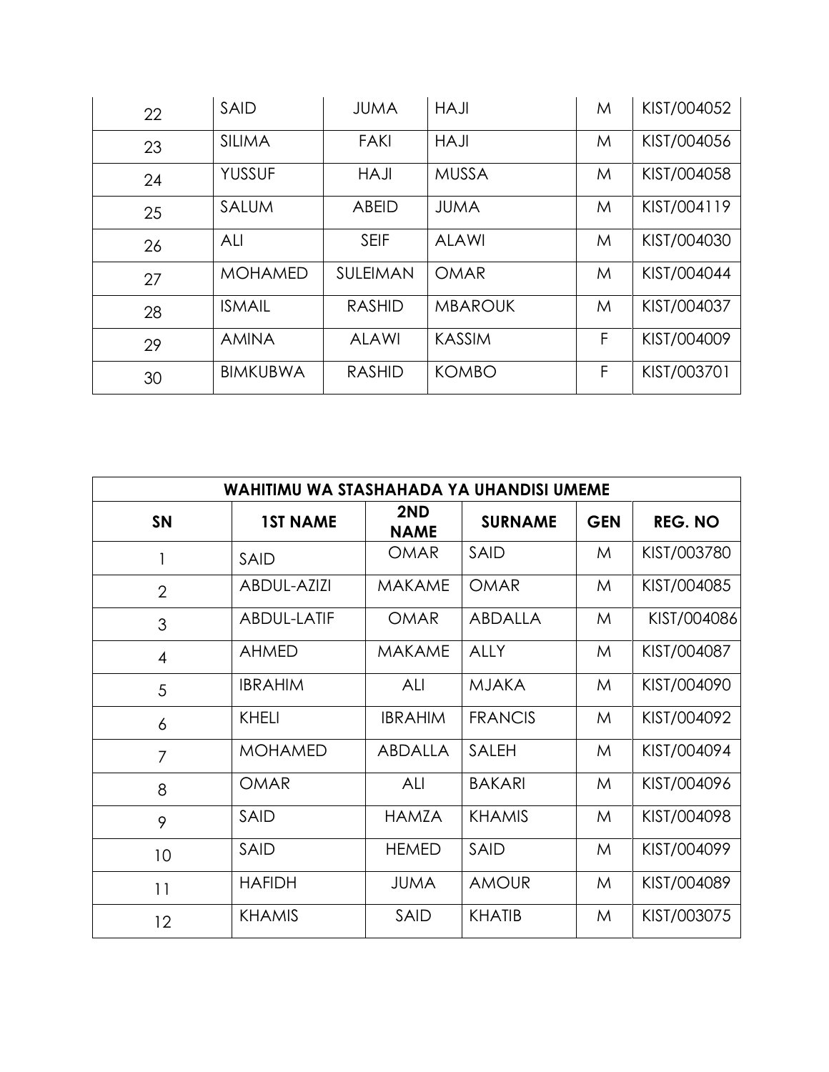| 22 | SAID | JUMA | HAJI | M | KIST/004052 |
|---|---|---|---|---|---|
| 23 | SILIMA | FAKI | HAJI | M | KIST/004056 |
| 24 | YUSSUF | HAJI | MUSSA | M | KIST/004058 |
| 25 | SALUM | ABEID | JUMA | M | KIST/004119 |
| 26 | ALI | SEIF | ALAWI | M | KIST/004030 |
| 27 | MOHAMED | SULEIMAN | OMAR | M | KIST/004044 |
| 28 | ISMAIL | RASHID | MBAROUK | M | KIST/004037 |
| 29 | AMINA | ALAWI | KASSIM | F | KIST/004009 |
| 30 | BIMKUBWA | RASHID | KOMBO | F | KIST/003701 |

| WAHITIMU WA STASHAHADA YA UHANDISI UMEME | | | | | |
|---|---|---|---|---|---|
| **SN** | **1ST NAME** | **2ND NAME** | **SURNAME** | **GEN** | **REG. NO** |
| 1 | SAID | OMAR | SAID | M | KIST/003780 |
| 2 | ABDUL-AZIZI | MAKAME | OMAR | M | KIST/004085 |
| 3 | ABDUL-LATIF | OMAR | ABDALLA | M | KIST/004086 |
| 4 | AHMED | MAKAME | ALLY | M | KIST/004087 |
| 5 | IBRAHIM | ALI | MJAKA | M | KIST/004090 |
| 6 | KHELI | IBRAHIM | FRANCIS | M | KIST/004092 |
| 7 | MOHAMED | ABDALLA | SALEH | M | KIST/004094 |
| 8 | OMAR | ALI | BAKARI | M | KIST/004096 |
| 9 | SAID | HAMZA | KHAMIS | M | KIST/004098 |
| 10 | SAID | HEMED | SAID | M | KIST/004099 |
| 11 | HAFIDH | JUMA | AMOUR | M | KIST/004089 |
| 12 | KHAMIS | SAID | KHATIB | M | KIST/003075 |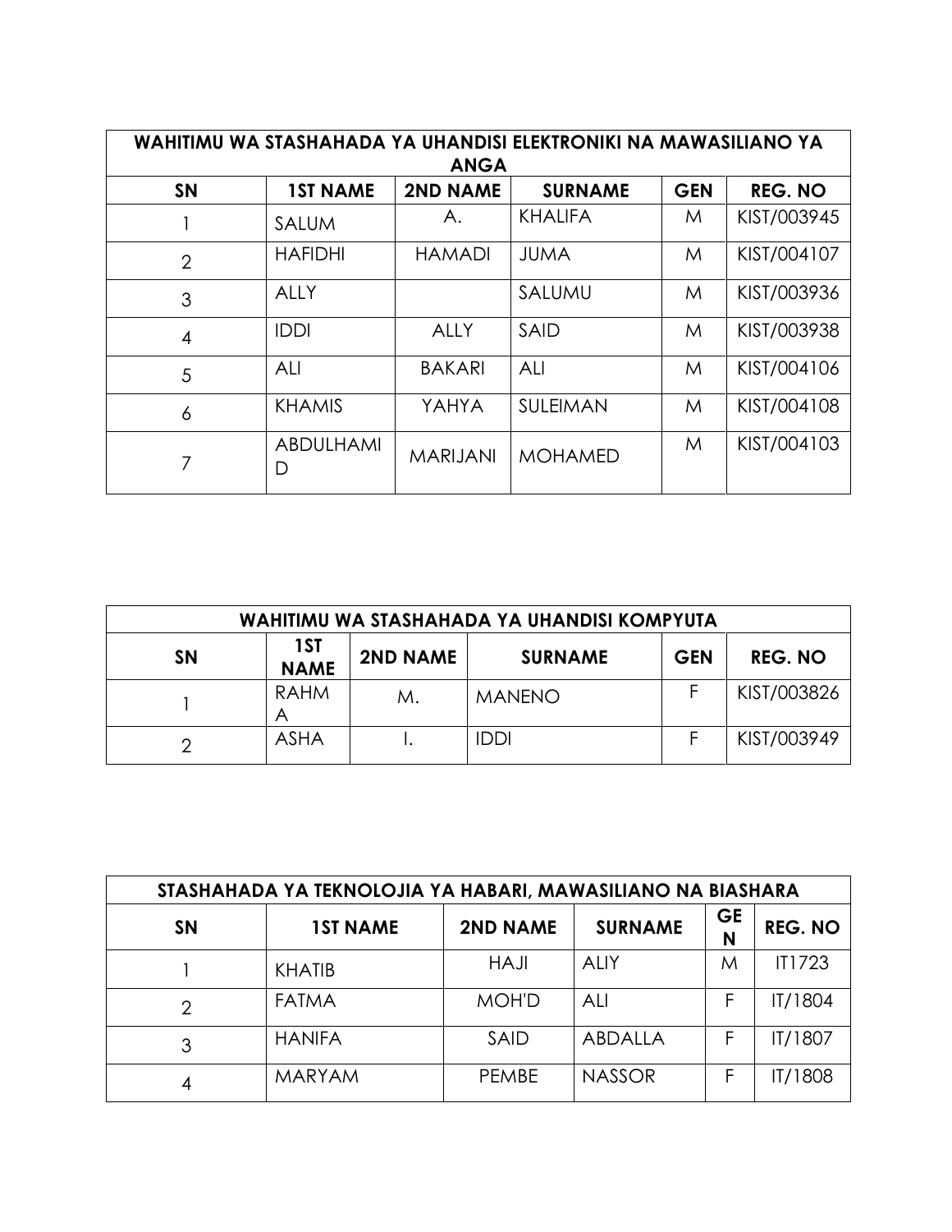| WAHITIMU WA STASHAHADA YA UHANDISI ELEKTRONIKI NA MAWASILIANO YA ANGA | | | | | |
|---|---|---|---|---|---|
| **SN** | **1ST NAME** | **2ND NAME** | **SURNAME** | **GEN** | **REG. NO** |
| 1 | SALUM | A. | KHALIFA | M | KIST/003945 |
| 2 | HAFIDHI | HAMADI | JUMA | M | KIST/004107 |
| 3 | ALLY | | SALUMU | M | KIST/003936 |
| 4 | IDDI | ALLY | SAID | M | KIST/003938 |
| 5 | ALI | BAKARI | ALI | M | KIST/004106 |
| 6 | KHAMIS | YAHYA | SULEIMAN | M | KIST/004108 |
| 7 | ABDULHAMID | MARIJANI | MOHAMED | M | KIST/004103 |

| WAHITIMU WA STASHAHADA YA UHANDISI KOMPYUTA | | | | | |
|---|---|---|---|---|---|
| **SN** | **1ST NAME** | **2ND NAME** | **SURNAME** | **GEN** | **REG. NO** |
| 1 | RAHMA | M. | MANENO | F | KIST/003826 |
| 2 | ASHA | I. | IDDI | F | KIST/003949 |

| STASHAHADA YA TEKNOLOJIA YA HABARI, MAWASILIANO NA BIASHARA | | | | | |
|---|---|---|---|---|---|
| **SN** | **1ST NAME** | **2ND NAME** | **SURNAME** | **GEN** | **REG. NO** |
| 1 | KHATIB | HAJI | ALIY | M | IT1723 |
| 2 | FATMA | MOH'D | ALI | F | IT/1804 |
| 3 | HANIFA | SAID | ABDALLA | F | IT/1807 |
| 4 | MARYAM | PEMBE | NASSOR | F | IT/1808 |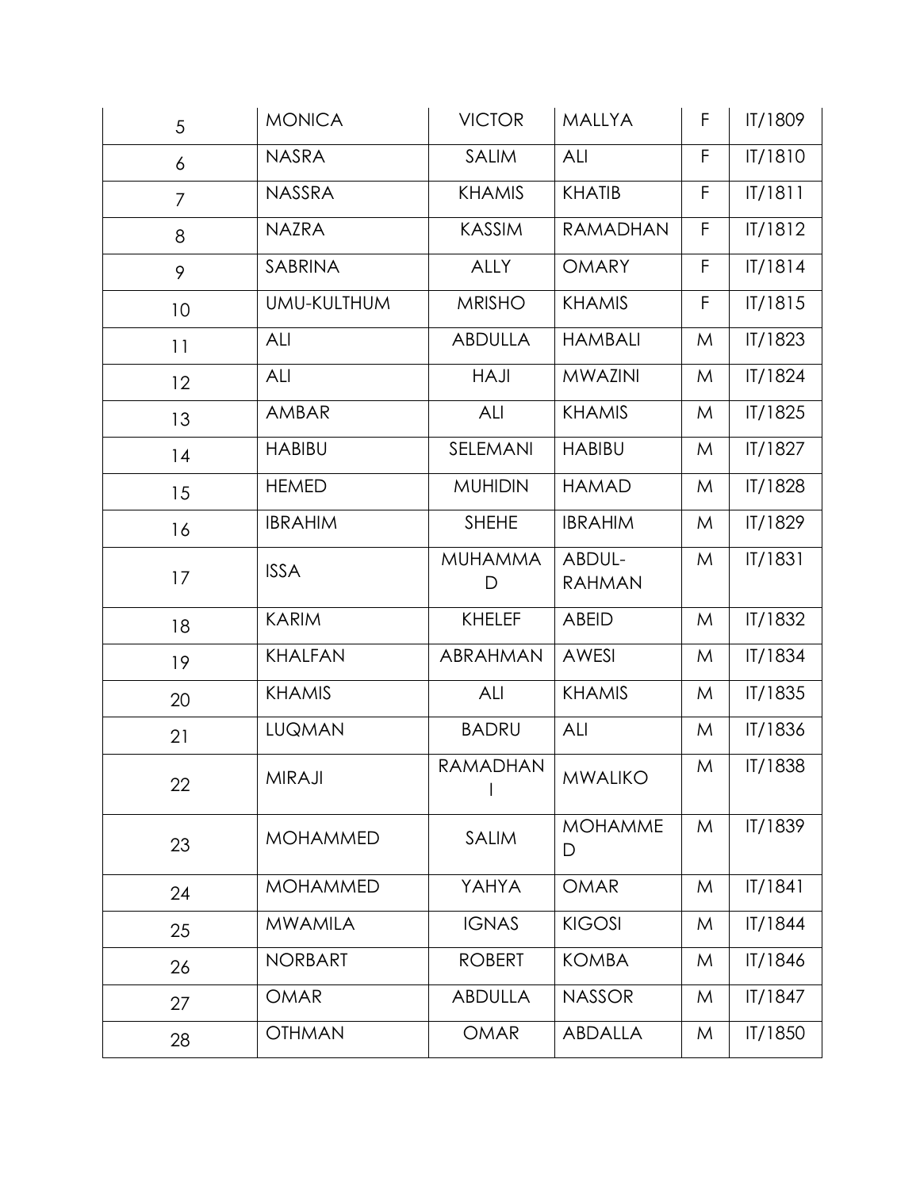| | | | | | |
|---|---|---|---|---|---|
| 5 | MONICA | VICTOR | MALLYA | F | IT/1809 |
| 6 | NASRA | SALIM | ALI | F | IT/1810 |
| 7 | NASSRA | KHAMIS | KHATIB | F | IT/1811 |
| 8 | NAZRA | KASSIM | RAMADHAN | F | IT/1812 |
| 9 | SABRINA | ALLY | OMARY | F | IT/1814 |
| 10 | UMU-KULTHUM | MRISHO | KHAMIS | F | IT/1815 |
| 11 | ALI | ABDULLA | HAMBALI | M | IT/1823 |
| 12 | ALI | HAJI | MWAZINI | M | IT/1824 |
| 13 | AMBAR | ALI | KHAMIS | M | IT/1825 |
| 14 | HABIBU | SELEMANI | HABIBU | M | IT/1827 |
| 15 | HEMED | MUHIDIN | HAMAD | M | IT/1828 |
| 16 | IBRAHIM | SHEHE | IBRAHIM | M | IT/1829 |
| 17 | ISSA | MUHAMMAD | ABDUL-RAHMAN | M | IT/1831 |
| 18 | KARIM | KHELEF | ABEID | M | IT/1832 |
| 19 | KHALFAN | ABRAHMAN | AWESI | M | IT/1834 |
| 20 | KHAMIS | ALI | KHAMIS | M | IT/1835 |
| 21 | LUQMAN | BADRU | ALI | M | IT/1836 |
| 22 | MIRAJI | RAMADHANI | MWALIKO | M | IT/1838 |
| 23 | MOHAMMED | SALIM | MOHAMMED | M | IT/1839 |
| 24 | MOHAMMED | YAHYA | OMAR | M | IT/1841 |
| 25 | MWAMILA | IGNAS | KIGOSI | M | IT/1844 |
| 26 | NORBART | ROBERT | KOMBA | M | IT/1846 |
| 27 | OMAR | ABDULLA | NASSOR | M | IT/1847 |
| 28 | OTHMAN | OMAR | ABDALLA | M | IT/1850 |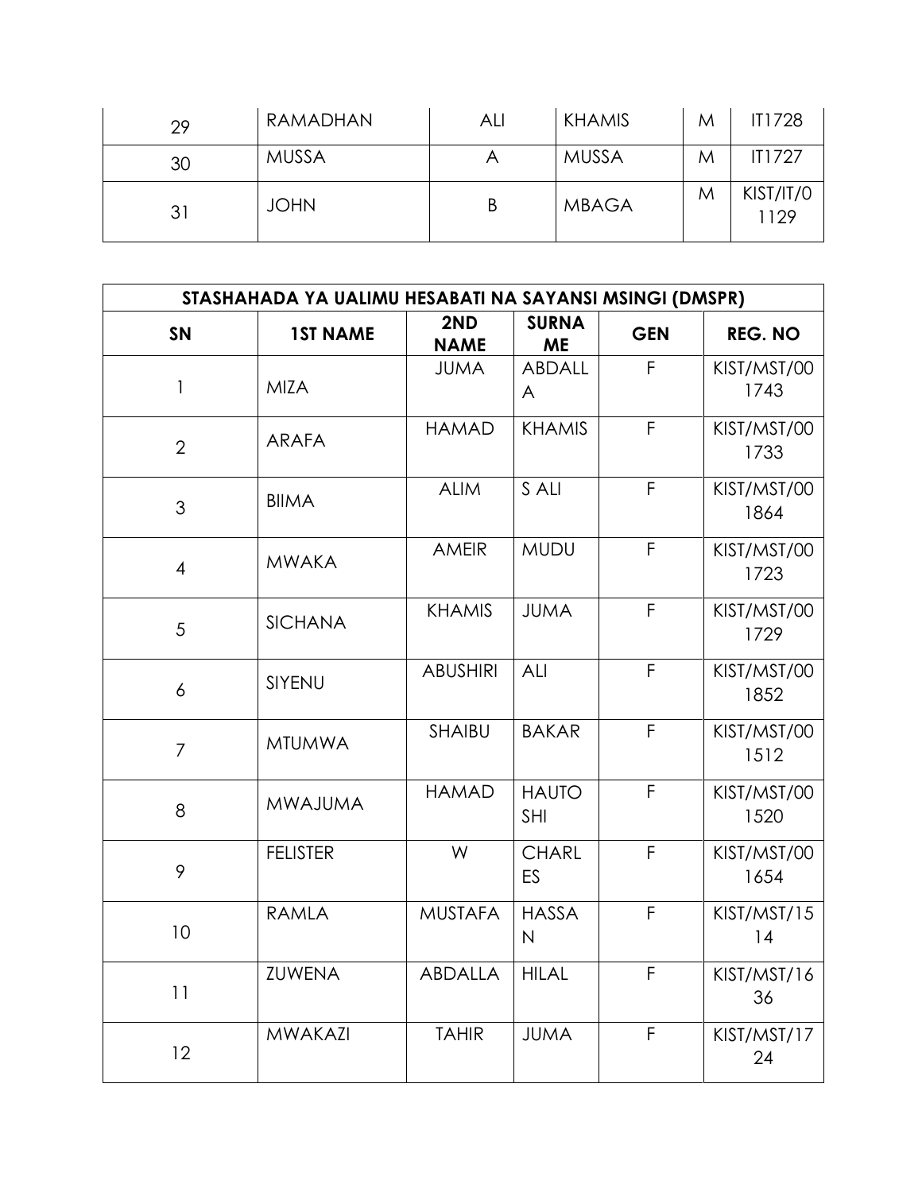| 29 | RAMADHAN | ALI | KHAMIS | M | IT1728 |
|---|---|---|---|---|---|
| 30 | MUSSA | A | MUSSA | M | IT1727 |
| 31 | JOHN | B | MBAGA | M | KIST/IT/01129 |

| STASHAHADA YA UALIMU HESABATI NA SAYANSI MSINGI (DMSPR) | | | | | |
|---|---|---|---|---|---|
| **SN** | **1ST NAME** | **2ND NAME** | **SURNAME** | **GEN** | **REG. NO** |
| 1 | MIZA | JUMA | ABDALLA | F | KIST/MST/001743 |
| 2 | ARAFA | HAMAD | KHAMIS | F | KIST/MST/001733 |
| 3 | BIIMA | ALIM | S ALI | F | KIST/MST/001864 |
| 4 | MWAKA | AMEIR | MUDU | F | KIST/MST/001723 |
| 5 | SICHANA | KHAMIS | JUMA | F | KIST/MST/001729 |
| 6 | SIYENU | ABUSHIRI | ALI | F | KIST/MST/001852 |
| 7 | MTUMWA | SHAIBU | BAKAR | F | KIST/MST/001512 |
| 8 | MWAJUMA | HAMAD | HAUTOSHI | F | KIST/MST/001520 |
| 9 | FELISTER | W | CHARLES | F | KIST/MST/001654 |
| 10 | RAMLA | MUSTAFA | HASSAN | F | KIST/MST/1514 |
| 11 | ZUWENA | ABDALLA | HILAL | F | KIST/MST/1636 |
| 12 | MWAKAZI | TAHIR | JUMA | F | KIST/MST/1724 |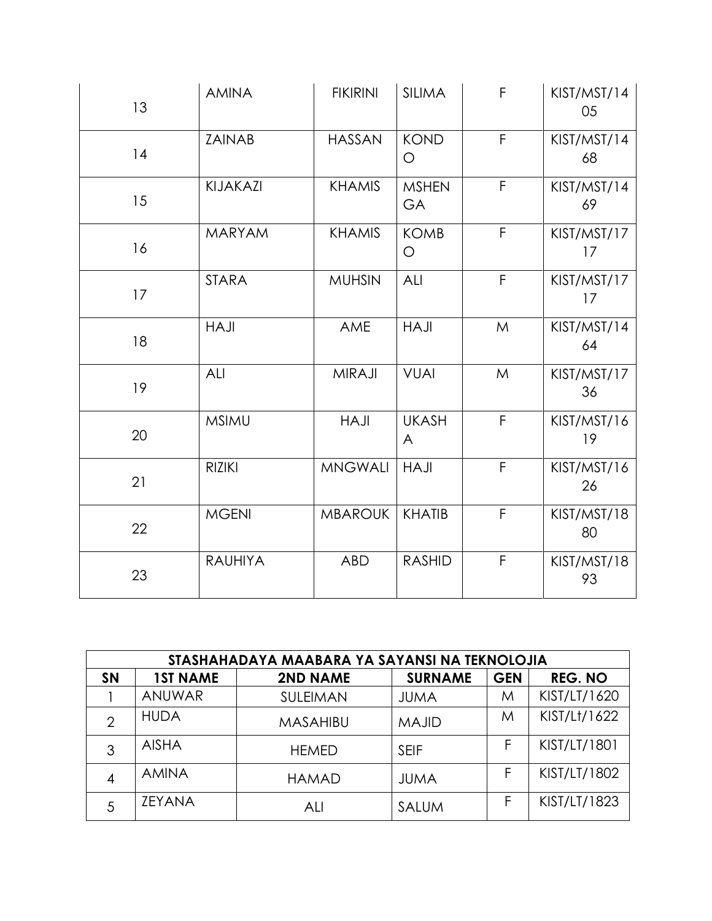| | | | | | |
|---|---|---|---|---|---|
| 13 | AMINA | FIKIRINI | SILIMA | F | KIST/MST/1405 |
| 14 | ZAINAB | HASSAN | KONDO | F | KIST/MST/1468 |
| 15 | KIJAKAZI | KHAMIS | MSHENGA | F | KIST/MST/1469 |
| 16 | MARYAM | KHAMIS | KOMBO | F | KIST/MST/1717 |
| 17 | STARA | MUHSIN | ALI | F | KIST/MST/1717 |
| 18 | HAJI | AME | HAJI | M | KIST/MST/1464 |
| 19 | ALI | MIRAJI | VUAI | M | KIST/MST/1736 |
| 20 | MSIMU | HAJI | UKASHA | F | KIST/MST/1619 |
| 21 | RIZIKI | MNGWALI | HAJI | F | KIST/MST/1626 |
| 22 | MGENI | MBAROUK | KHATIB | F | KIST/MST/1880 |
| 23 | RAUHIYA | ABD | RASHID | F | KIST/MST/1893 |

| STASHAHADAYA MAABARA YA SAYANSI NA TEKNOLOJIA | | | | | |
|---|---|---|---|---|---|
| **SN** | **1ST NAME** | **2ND NAME** | **SURNAME** | **GEN** | **REG. NO** |
| 1 | ANUWAR | SULEIMAN | JUMA | M | KIST/LT/1620 |
| 2 | HUDA | MASAHIBU | MAJID | M | KIST/Lt/1622 |
| 3 | AISHA | HEMED | SEIF | F | KIST/LT/1801 |
| 4 | AMINA | HAMAD | JUMA | F | KIST/LT/1802 |
| 5 | ZEYANA | ALI | SALUM | F | KIST/LT/1823 |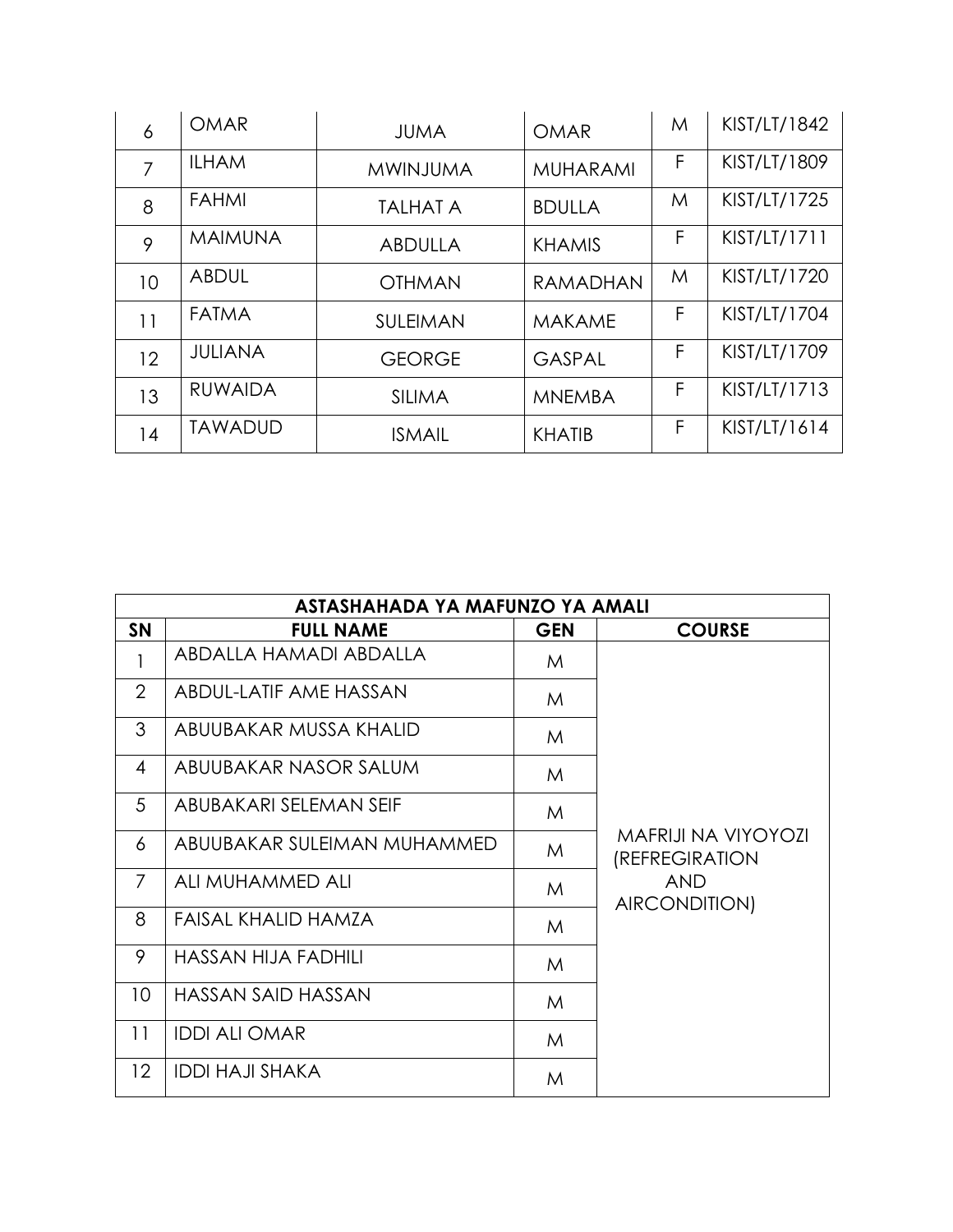| 6 | OMAR | JUMA | OMAR | M | KIST/LT/1842 |
|---|---|---|---|---|---|
| 7 | ILHAM | MWINJUMA | MUHARAMI | F | KIST/LT/1809 |
| 8 | FAHMI | TALHAT A | BDULLA | M | KIST/LT/1725 |
| 9 | MAIMUNA | ABDULLA | KHAMIS | F | KIST/LT/1711 |
| 10 | ABDUL | OTHMAN | RAMADHAN | M | KIST/LT/1720 |
| 11 | FATMA | SULEIMAN | MAKAME | F | KIST/LT/1704 |
| 12 | JULIANA | GEORGE | GASPAL | F | KIST/LT/1709 |
| 13 | RUWAIDA | SILIMA | MNEMBA | F | KIST/LT/1713 |
| 14 | TAWADUD | ISMAIL | KHATIB | F | KIST/LT/1614 |

| ASTASHAHADA YA MAFUNZO YA AMALI | | | |
|---|---|---|---|
| **SN** | **FULL NAME** | **GEN** | **COURSE** |
| 1 | ABDALLA HAMADI ABDALLA | M | MAFRIJI NA VIYOYOZI (REFREGIRATION AND AIRCONDITION) |
| 2 | ABDUL-LATIF AME HASSAN | M | |
| 3 | ABUUBAKAR MUSSA KHALID | M | |
| 4 | ABUUBAKAR NASOR SALUM | M | |
| 5 | ABUBAKARI SELEMAN SEIF | M | |
| 6 | ABUUBAKAR SULEIMAN MUHAMMED | M | |
| 7 | ALI MUHAMMED ALI | M | |
| 8 | FAISAL KHALID HAMZA | M | |
| 9 | HASSAN HIJA FADHILI | M | |
| 10 | HASSAN SAID HASSAN | M | |
| 11 | IDDI ALI OMAR | M | |
| 12 | IDDI HAJI SHAKA | M | |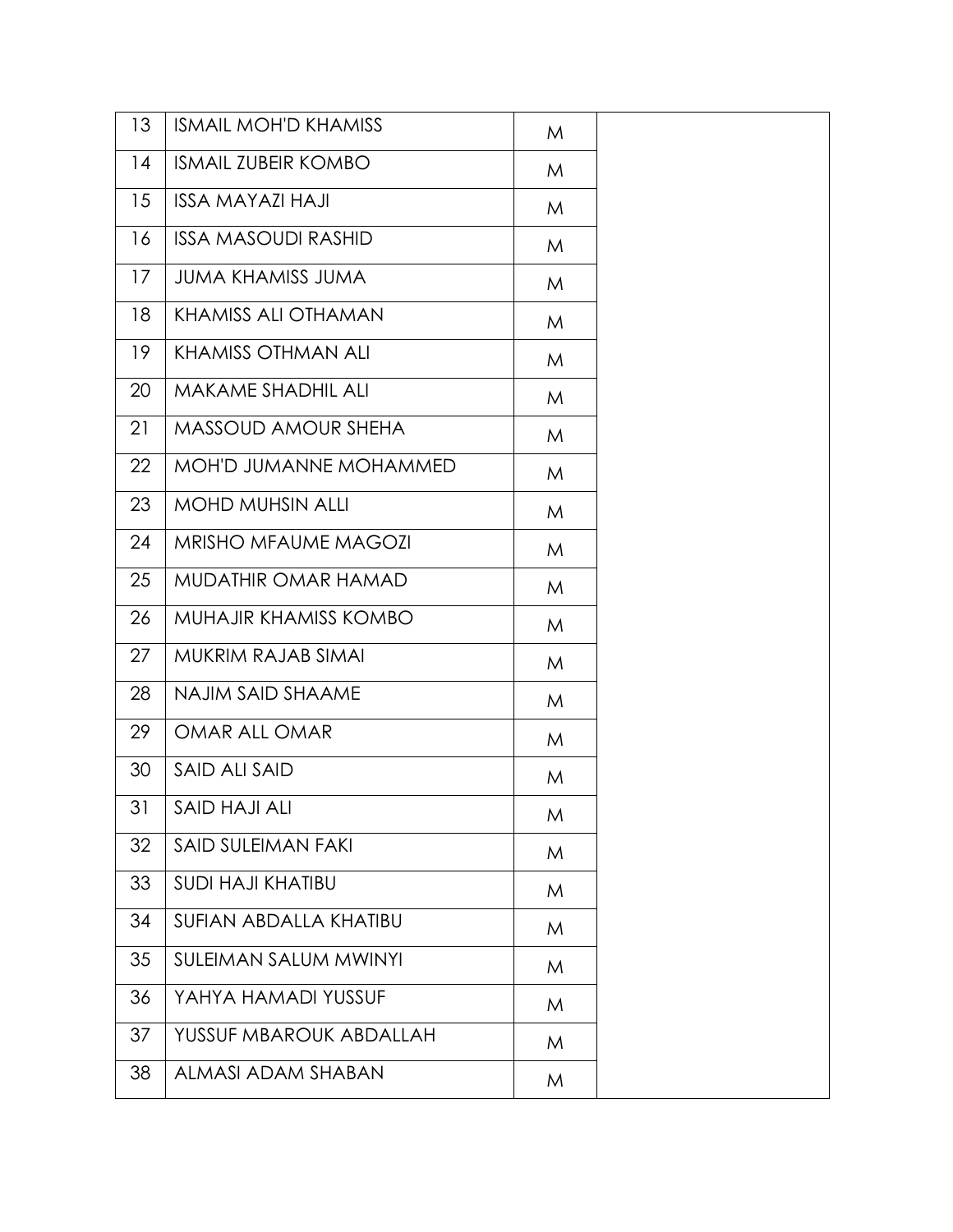| | | | |
|---|---|---|---|
| 13 | ISMAIL MOH'D KHAMISS | M | |
| 14 | ISMAIL ZUBEIR KOMBO | M | |
| 15 | ISSA MAYAZI HAJI | M | |
| 16 | ISSA MASOUDI RASHID | M | |
| 17 | JUMA KHAMISS JUMA | M | |
| 18 | KHAMISS ALI OTHAMAN | M | |
| 19 | KHAMISS OTHMAN ALI | M | |
| 20 | MAKAME SHADHIL ALI | M | |
| 21 | MASSOUD AMOUR SHEHA | M | |
| 22 | MOH'D JUMANNE MOHAMMED | M | |
| 23 | MOHD MUHSIN ALLI | M | |
| 24 | MRISHO MFAUME MAGOZI | M | |
| 25 | MUDATHIR OMAR HAMAD | M | |
| 26 | MUHAJIR KHAMISS KOMBO | M | |
| 27 | MUKRIM RAJAB SIMAI | M | |
| 28 | NAJIM SAID SHAAME | M | |
| 29 | OMAR ALL OMAR | M | |
| 30 | SAID ALI SAID | M | |
| 31 | SAID HAJI ALI | M | |
| 32 | SAID SULEIMAN FAKI | M | |
| 33 | SUDI HAJI KHATIBU | M | |
| 34 | SUFIAN ABDALLA KHATIBU | M | |
| 35 | SULEIMAN SALUM MWINYI | M | |
| 36 | YAHYA HAMADI YUSSUF | M | |
| 37 | YUSSUF MBAROUK ABDALLAH | M | |
| 38 | ALMASI ADAM SHABAN | M | |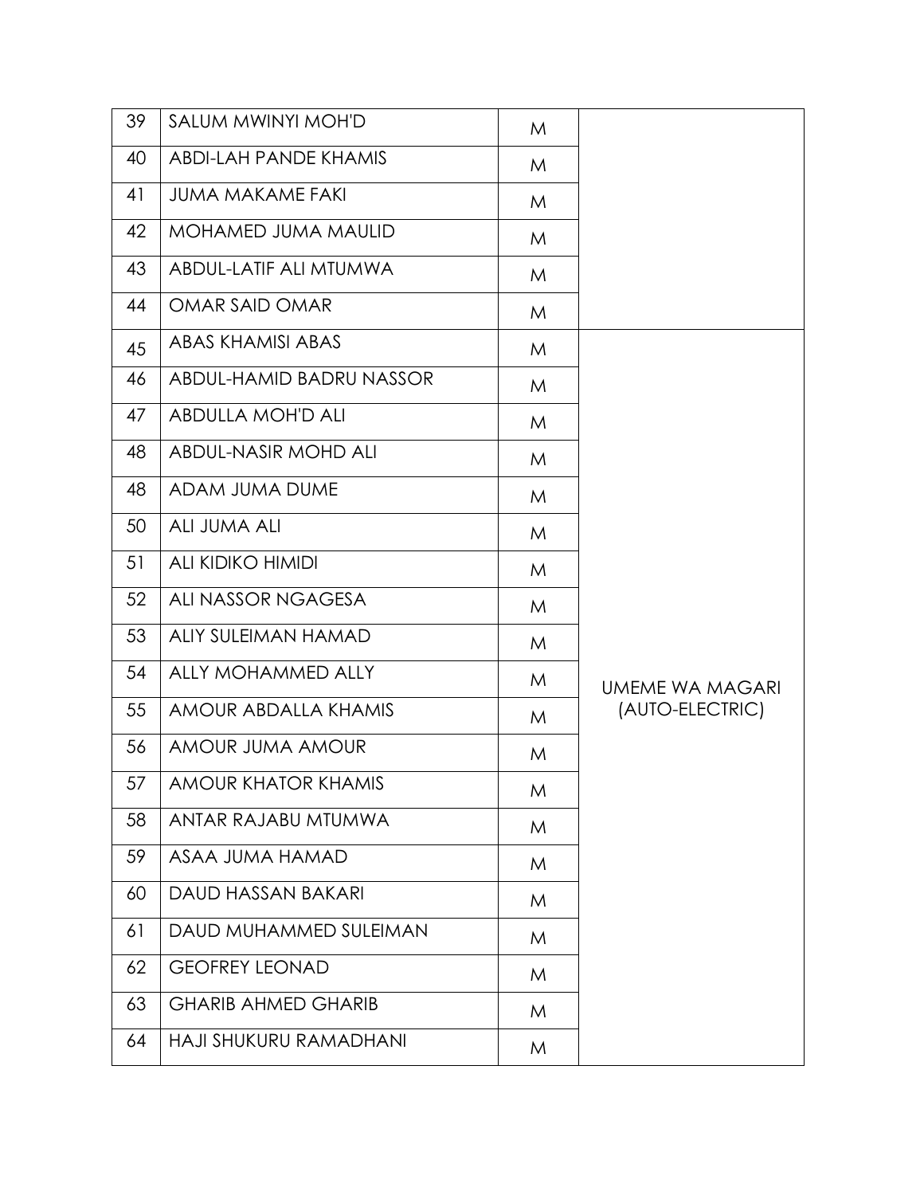| 39 | SALUM MWINYI MOH'D | M | |
|---|---|---|---|
| 40 | ABDI-LAH PANDE KHAMIS | M | |
| 41 | JUMA MAKAME FAKI | M | |
| 42 | MOHAMED JUMA MAULID | M | |
| 43 | ABDUL-LATIF ALI MTUMWA | M | |
| 44 | OMAR SAID OMAR | M | |
| 45 | ABAS KHAMISI ABAS | M | UMEME WA MAGARI (AUTO-ELECTRIC) |
| 46 | ABDUL-HAMID BADRU NASSOR | M | |
| 47 | ABDULLA MOH'D ALI | M | |
| 48 | ABDUL-NASIR MOHD ALI | M | |
| 48 | ADAM JUMA DUME | M | |
| 50 | ALI JUMA ALI | M | |
| 51 | ALI KIDIKO HIMIDI | M | |
| 52 | ALI NASSOR NGAGESA | M | |
| 53 | ALIY SULEIMAN HAMAD | M | |
| 54 | ALLY MOHAMMED ALLY | M | |
| 55 | AMOUR ABDALLA KHAMIS | M | |
| 56 | AMOUR JUMA AMOUR | M | |
| 57 | AMOUR KHATOR KHAMIS | M | |
| 58 | ANTAR RAJABU MTUMWA | M | |
| 59 | ASAA JUMA HAMAD | M | |
| 60 | DAUD HASSAN BAKARI | M | |
| 61 | DAUD MUHAMMED SULEIMAN | M | |
| 62 | GEOFREY LEONAD | M | |
| 63 | GHARIB AHMED GHARIB | M | |
| 64 | HAJI SHUKURU RAMADHANI | M | |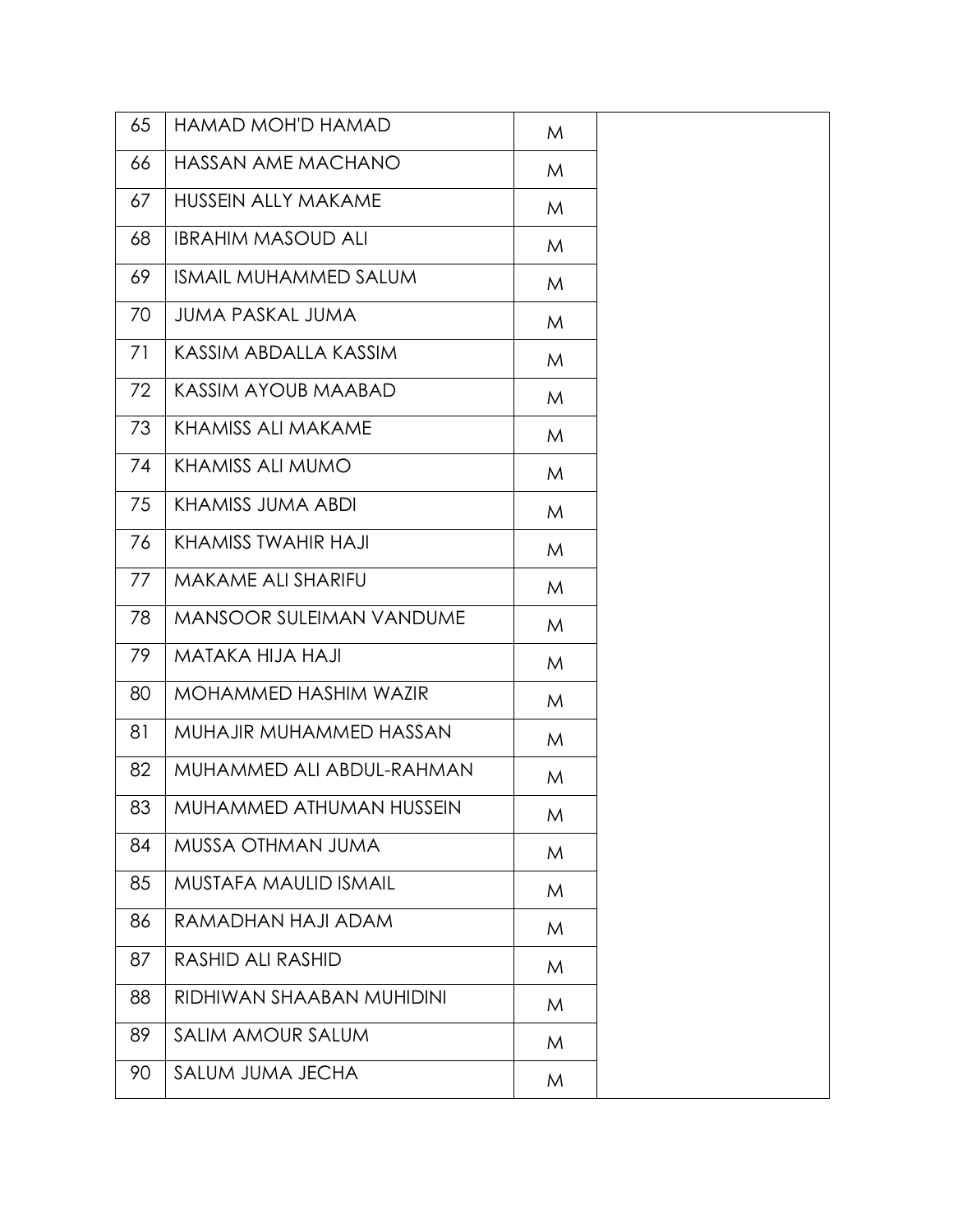| 65 | HAMAD MOH'D HAMAD | M | |
|---|---|---|---|
| 66 | HASSAN AME MACHANO | M | |
| 67 | HUSSEIN ALLY MAKAME | M | |
| 68 | IBRAHIM MASOUD ALI | M | |
| 69 | ISMAIL MUHAMMED SALUM | M | |
| 70 | JUMA PASKAL JUMA | M | |
| 71 | KASSIM ABDALLA KASSIM | M | |
| 72 | KASSIM AYOUB MAABAD | M | |
| 73 | KHAMISS ALI MAKAME | M | |
| 74 | KHAMISS ALI MUMO | M | |
| 75 | KHAMISS JUMA ABDI | M | |
| 76 | KHAMISS TWAHIR HAJI | M | |
| 77 | MAKAME ALI SHARIFU | M | |
| 78 | MANSOOR SULEIMAN VANDUME | M | |
| 79 | MATAKA HIJA HAJI | M | |
| 80 | MOHAMMED HASHIM WAZIR | M | |
| 81 | MUHAJIR MUHAMMED HASSAN | M | |
| 82 | MUHAMMED ALI ABDUL-RAHMAN | M | |
| 83 | MUHAMMED ATHUMAN HUSSEIN | M | |
| 84 | MUSSA OTHMAN JUMA | M | |
| 85 | MUSTAFA MAULID ISMAIL | M | |
| 86 | RAMADHAN HAJI ADAM | M | |
| 87 | RASHID ALI RASHID | M | |
| 88 | RIDHIWAN SHAABAN MUHIDINI | M | |
| 89 | SALIM AMOUR SALUM | M | |
| 90 | SALUM JUMA JECHA | M | |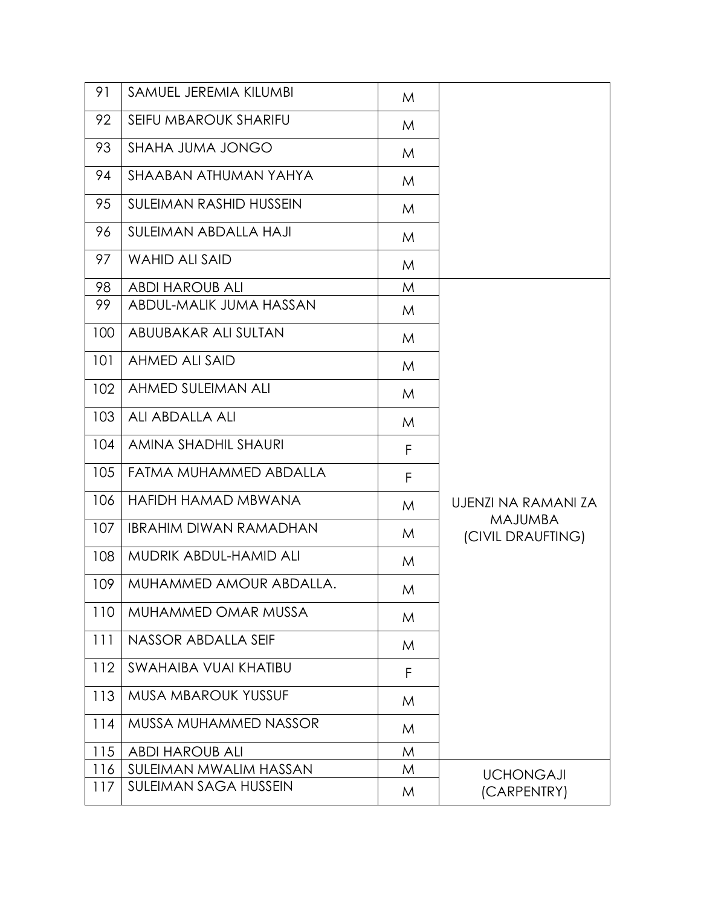| | | | |
|---|---|---|---|
| 91 | SAMUEL JEREMIA KILUMBI | M | |
| 92 | SEIFU MBAROUK SHARIFU | M | |
| 93 | SHAHA JUMA JONGO | M | |
| 94 | SHAABAN ATHUMAN YAHYA | M | |
| 95 | SULEIMAN RASHID HUSSEIN | M | |
| 96 | SULEIMAN ABDALLA HAJI | M | |
| 97 | WAHID ALI SAID | M | |
| 98 | ABDI HAROUB ALI | M | UJENZI NA RAMANI ZA MAJUMBA (CIVIL DRAUFTING) |
| 99 | ABDUL-MALIK JUMA HASSAN | M | |
| 100 | ABUUBAKAR ALI SULTAN | M | |
| 101 | AHMED ALI SAID | M | |
| 102 | AHMED SULEIMAN ALI | M | |
| 103 | ALI ABDALLA ALI | M | |
| 104 | AMINA SHADHIL SHAURI | F | |
| 105 | FATMA MUHAMMED ABDALLA | F | |
| 106 | HAFIDH HAMAD MBWANA | M | |
| 107 | IBRAHIM DIWAN RAMADHAN | M | |
| 108 | MUDRIK ABDUL-HAMID ALI | M | |
| 109 | MUHAMMED AMOUR ABDALLA. | M | |
| 110 | MUHAMMED OMAR MUSSA | M | |
| 111 | NASSOR ABDALLA SEIF | M | |
| 112 | SWAHAIBA VUAI KHATIBU | F | |
| 113 | MUSA MBAROUK YUSSUF | M | |
| 114 | MUSSA MUHAMMED NASSOR | M | |
| 115 | ABDI HAROUB ALI | M | |
| 116 | SULEIMAN MWALIM HASSAN | M | UCHONGAJI (CARPENTRY) |
| 117 | SULEIMAN SAGA HUSSEIN | M | |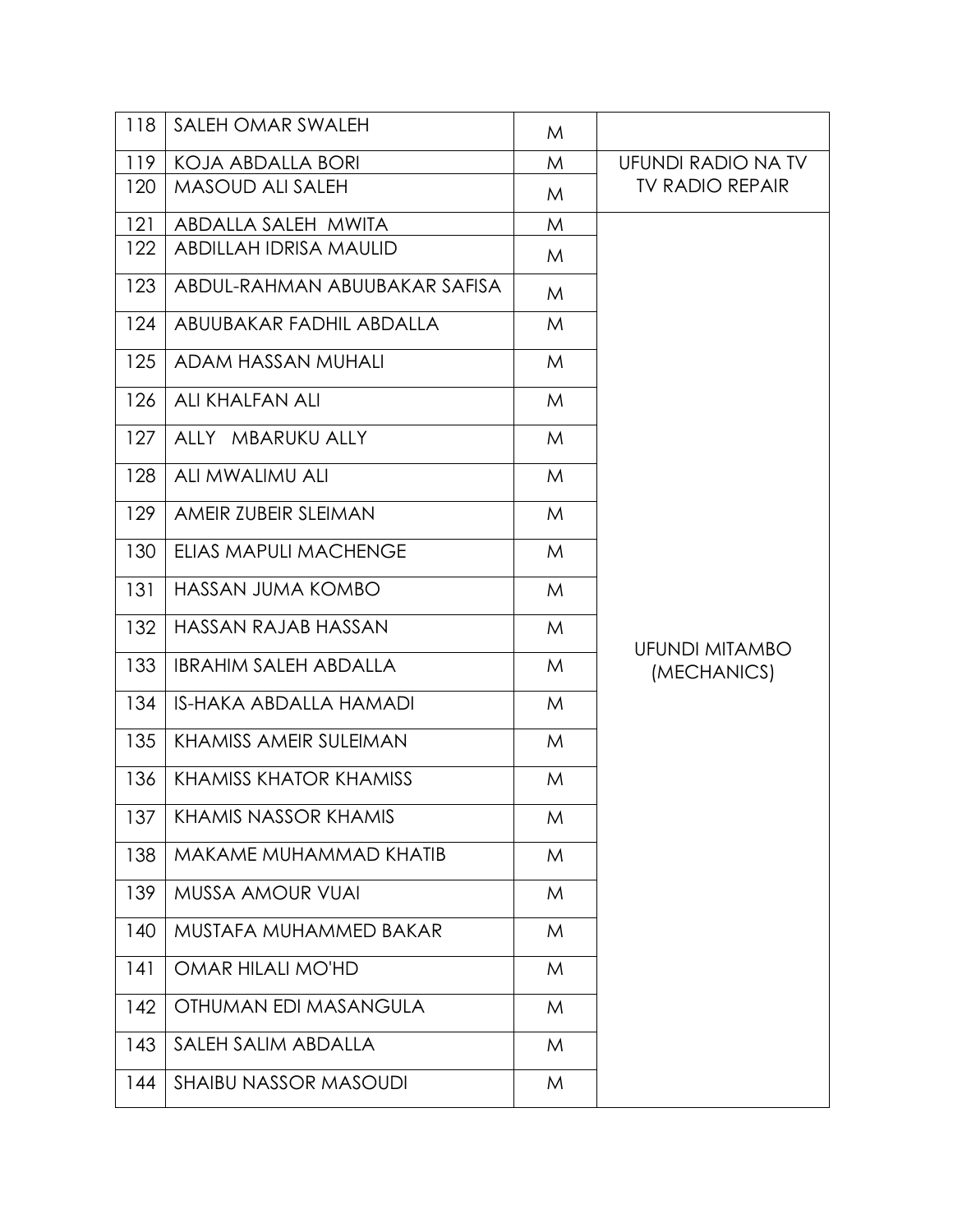| | | | |
|---|---|---|---|
| 118 | SALEH OMAR SWALEH | M | |
| 119 | KOJA ABDALLA BORI | M | UFUNDI RADIO NA TV TV RADIO REPAIR |
| 120 | MASOUD ALI SALEH | M | |
| 121 | ABDALLA SALEH MWITA | M | UFUNDI MITAMBO (MECHANICS) |
| 122 | ABDILLAH IDRISA MAULID | M | |
| 123 | ABDUL-RAHMAN ABUUBAKAR SAFISA | M | |
| 124 | ABUUBAKAR FADHIL ABDALLA | M | |
| 125 | ADAM HASSAN MUHALI | M | |
| 126 | ALI KHALFAN ALI | M | |
| 127 | ALLY MBARUKU ALLY | M | |
| 128 | ALI MWALIMU ALI | M | |
| 129 | AMEIR ZUBEIR SLEIMAN | M | |
| 130 | ELIAS MAPULI MACHENGE | M | |
| 131 | HASSAN JUMA KOMBO | M | |
| 132 | HASSAN RAJAB HASSAN | M | |
| 133 | IBRAHIM SALEH ABDALLA | M | |
| 134 | IS-HAKA ABDALLA HAMADI | M | |
| 135 | KHAMISS AMEIR SULEIMAN | M | |
| 136 | KHAMISS KHATOR KHAMISS | M | |
| 137 | KHAMIS NASSOR KHAMIS | M | |
| 138 | MAKAME MUHAMMAD KHATIB | M | |
| 139 | MUSSA AMOUR VUAI | M | |
| 140 | MUSTAFA MUHAMMED BAKAR | M | |
| 141 | OMAR HILALI MO'HD | M | |
| 142 | OTHUMAN EDI MASANGULA | M | |
| 143 | SALEH SALIM ABDALLA | M | |
| 144 | SHAIBU NASSOR MASOUDI | M | |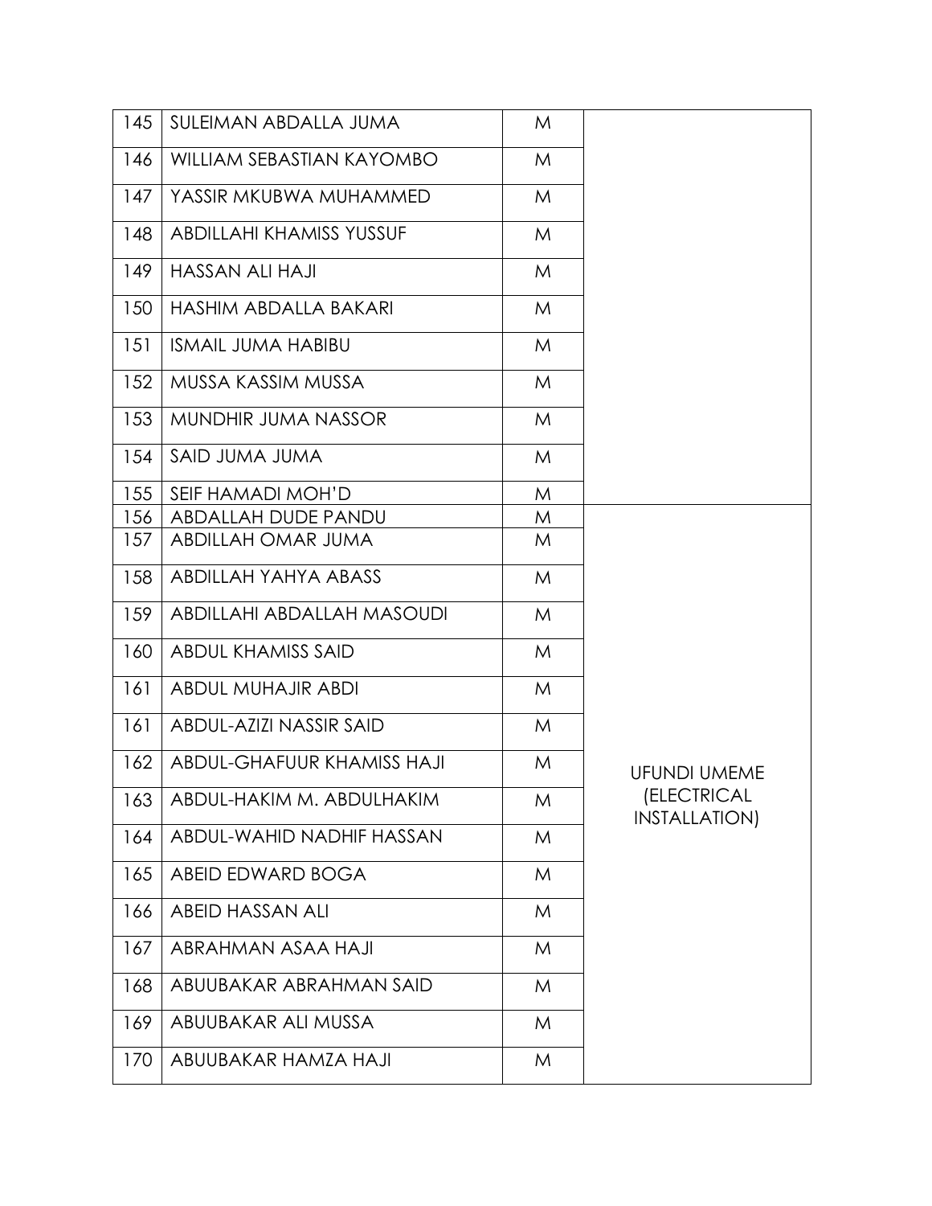| | | | |
|---|---|---|---|
| 145 | SULEIMAN ABDALLA JUMA | M | |
| 146 | WILLIAM SEBASTIAN KAYOMBO | M | |
| 147 | YASSIR MKUBWA MUHAMMED | M | |
| 148 | ABDILLAHI KHAMISS YUSSUF | M | |
| 149 | HASSAN ALI HAJI | M | |
| 150 | HASHIM ABDALLA BAKARI | M | |
| 151 | ISMAIL JUMA HABIBU | M | |
| 152 | MUSSA KASSIM MUSSA | M | |
| 153 | MUNDHIR JUMA NASSOR | M | |
| 154 | SAID JUMA JUMA | M | |
| 155 | SEIF HAMADI MOH'D | M | |
| 156 | ABDALLAH DUDE PANDU | M | UFUNDI UMEME (ELECTRICAL INSTALLATION) |
| 157 | ABDILLAH OMAR JUMA | M | |
| 158 | ABDILLAH YAHYA ABASS | M | |
| 159 | ABDILLAHI ABDALLAH MASOUDI | M | |
| 160 | ABDUL KHAMISS SAID | M | |
| 161 | ABDUL MUHAJIR ABDI | M | |
| 161 | ABDUL-AZIZI NASSIR SAID | M | |
| 162 | ABDUL-GHAFUUR KHAMISS HAJI | M | |
| 163 | ABDUL-HAKIM M. ABDULHAKIM | M | |
| 164 | ABDUL-WAHID NADHIF HASSAN | M | |
| 165 | ABEID EDWARD BOGA | M | |
| 166 | ABEID HASSAN ALI | M | |
| 167 | ABRAHMAN ASAA HAJI | M | |
| 168 | ABUUBAKAR ABRAHMAN SAID | M | |
| 169 | ABUUBAKAR ALI MUSSA | M | |
| 170 | ABUUBAKAR HAMZA HAJI | M | |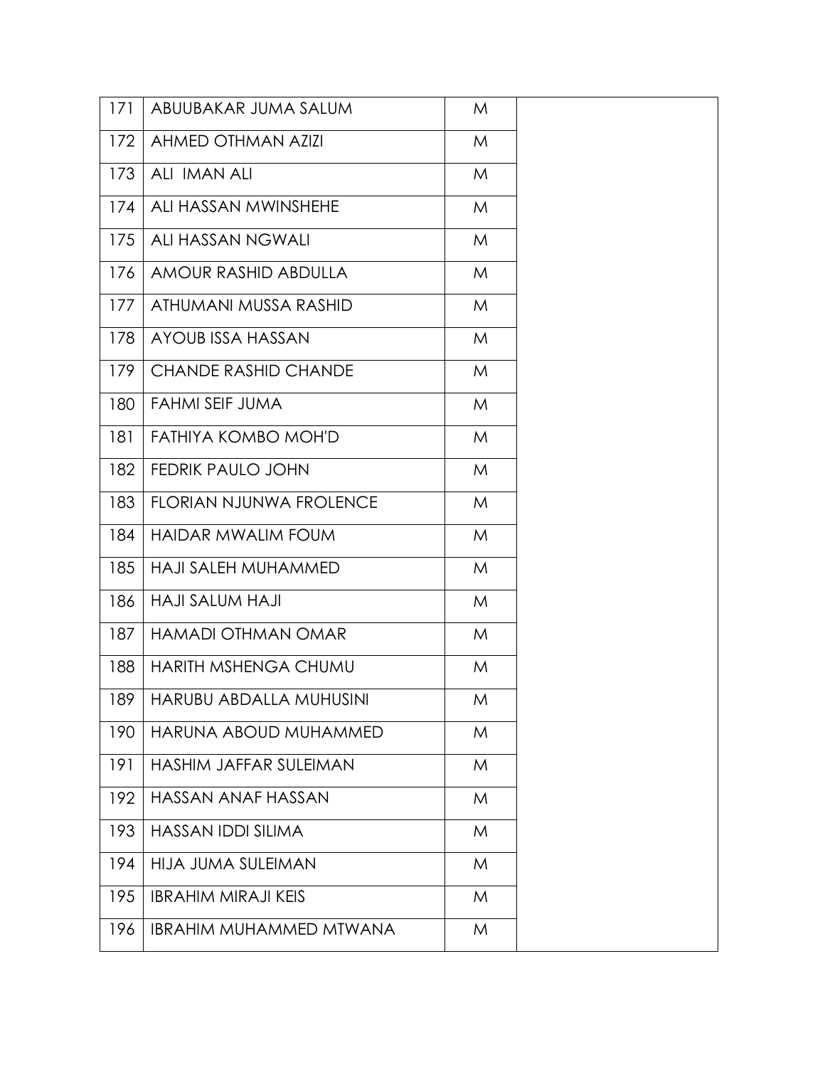| 171 | ABUUBAKAR JUMA SALUM | M | |
|---|---|---|---|
| 172 | AHMED OTHMAN AZIZI | M | |
| 173 | ALI IMAN ALI | M | |
| 174 | ALI HASSAN MWINSHEHE | M | |
| 175 | ALI HASSAN NGWALI | M | |
| 176 | AMOUR RASHID ABDULLA | M | |
| 177 | ATHUMANI MUSSA RASHID | M | |
| 178 | AYOUB ISSA HASSAN | M | |
| 179 | CHANDE RASHID CHANDE | M | |
| 180 | FAHMI SEIF JUMA | M | |
| 181 | FATHIYA KOMBO MOH'D | M | |
| 182 | FEDRIK PAULO JOHN | M | |
| 183 | FLORIAN NJUNWA FROLENCE | M | |
| 184 | HAIDAR MWALIM FOUM | M | |
| 185 | HAJI SALEH MUHAMMED | M | |
| 186 | HAJI SALUM HAJI | M | |
| 187 | HAMADI OTHMAN OMAR | M | |
| 188 | HARITH MSHENGA CHUMU | M | |
| 189 | HARUBU ABDALLA MUHUSINI | M | |
| 190 | HARUNA ABOUD MUHAMMED | M | |
| 191 | HASHIM JAFFAR SULEIMAN | M | |
| 192 | HASSAN ANAF HASSAN | M | |
| 193 | HASSAN IDDI SILIMA | M | |
| 194 | HIJA JUMA SULEIMAN | M | |
| 195 | IBRAHIM MIRAJI KEIS | M | |
| 196 | IBRAHIM MUHAMMED MTWANA | M | |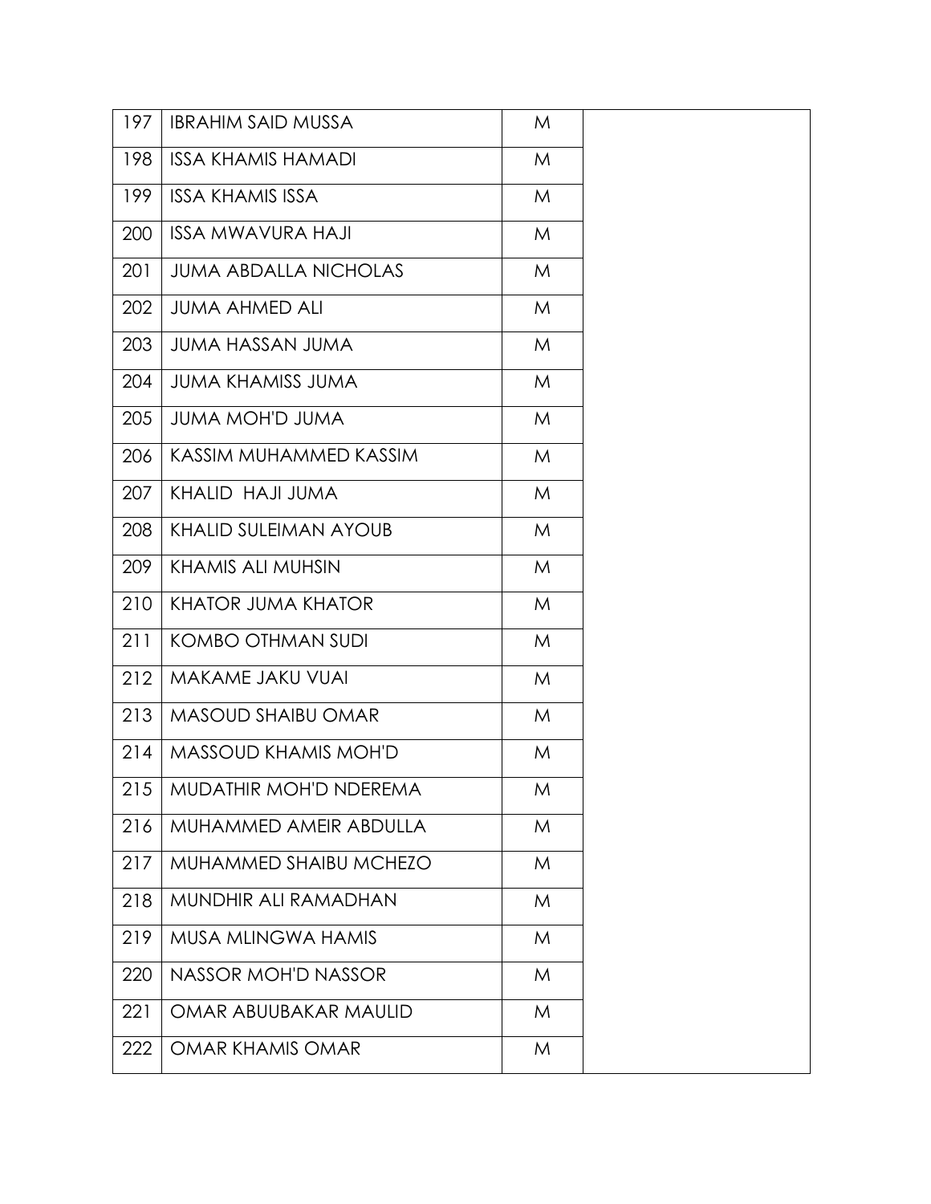| | | | |
|---|---|---|---|
| 197 | IBRAHIM SAID MUSSA | M | |
| 198 | ISSA KHAMIS HAMADI | M | |
| 199 | ISSA KHAMIS ISSA | M | |
| 200 | ISSA MWAVURA HAJI | M | |
| 201 | JUMA ABDALLA NICHOLAS | M | |
| 202 | JUMA AHMED ALI | M | |
| 203 | JUMA HASSAN JUMA | M | |
| 204 | JUMA KHAMISS JUMA | M | |
| 205 | JUMA MOH'D JUMA | M | |
| 206 | KASSIM MUHAMMED KASSIM | M | |
| 207 | KHALID HAJI JUMA | M | |
| 208 | KHALID SULEIMAN AYOUB | M | |
| 209 | KHAMIS ALI MUHSIN | M | |
| 210 | KHATOR JUMA KHATOR | M | |
| 211 | KOMBO OTHMAN SUDI | M | |
| 212 | MAKAME JAKU VUAI | M | |
| 213 | MASOUD SHAIBU OMAR | M | |
| 214 | MASSOUD KHAMIS MOH'D | M | |
| 215 | MUDATHIR MOH'D NDEREMA | M | |
| 216 | MUHAMMED AMEIR ABDULLA | M | |
| 217 | MUHAMMED SHAIBU MCHEZO | M | |
| 218 | MUNDHIR ALI RAMADHAN | M | |
| 219 | MUSA MLINGWA HAMIS | M | |
| 220 | NASSOR MOH'D NASSOR | M | |
| 221 | OMAR ABUUBAKAR MAULID | M | |
| 222 | OMAR KHAMIS OMAR | M | |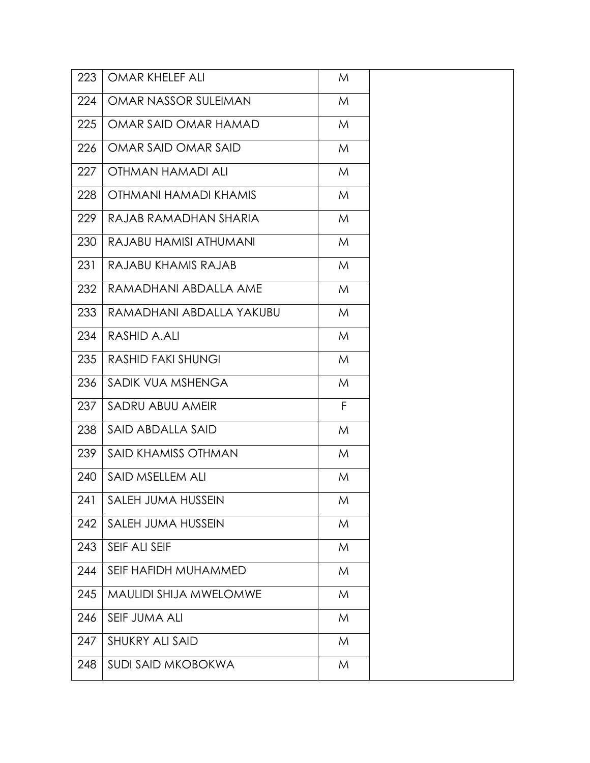| | | | |
|---|---|---|---|
| 223 | OMAR KHELEF ALI | M | |
| 224 | OMAR NASSOR SULEIMAN | M | |
| 225 | OMAR SAID OMAR HAMAD | M | |
| 226 | OMAR SAID OMAR SAID | M | |
| 227 | OTHMAN HAMADI ALI | M | |
| 228 | OTHMANI HAMADI KHAMIS | M | |
| 229 | RAJAB RAMADHAN SHARIA | M | |
| 230 | RAJABU HAMISI ATHUMANI | M | |
| 231 | RAJABU KHAMIS RAJAB | M | |
| 232 | RAMADHANI ABDALLA AME | M | |
| 233 | RAMADHANI ABDALLA YAKUBU | M | |
| 234 | RASHID A.ALI | M | |
| 235 | RASHID FAKI SHUNGI | M | |
| 236 | SADIK VUA MSHENGA | M | |
| 237 | SADRU ABUU AMEIR | F | |
| 238 | SAID ABDALLA SAID | M | |
| 239 | SAID KHAMISS OTHMAN | M | |
| 240 | SAID MSELLEM ALI | M | |
| 241 | SALEH JUMA HUSSEIN | M | |
| 242 | SALEH JUMA HUSSEIN | M | |
| 243 | SEIF ALI SEIF | M | |
| 244 | SEIF HAFIDH MUHAMMED | M | |
| 245 | MAULIDI SHIJA MWELOMWE | M | |
| 246 | SEIF JUMA ALI | M | |
| 247 | SHUKRY ALI SAID | M | |
| 248 | SUDI SAID MKOBOKWA | M | |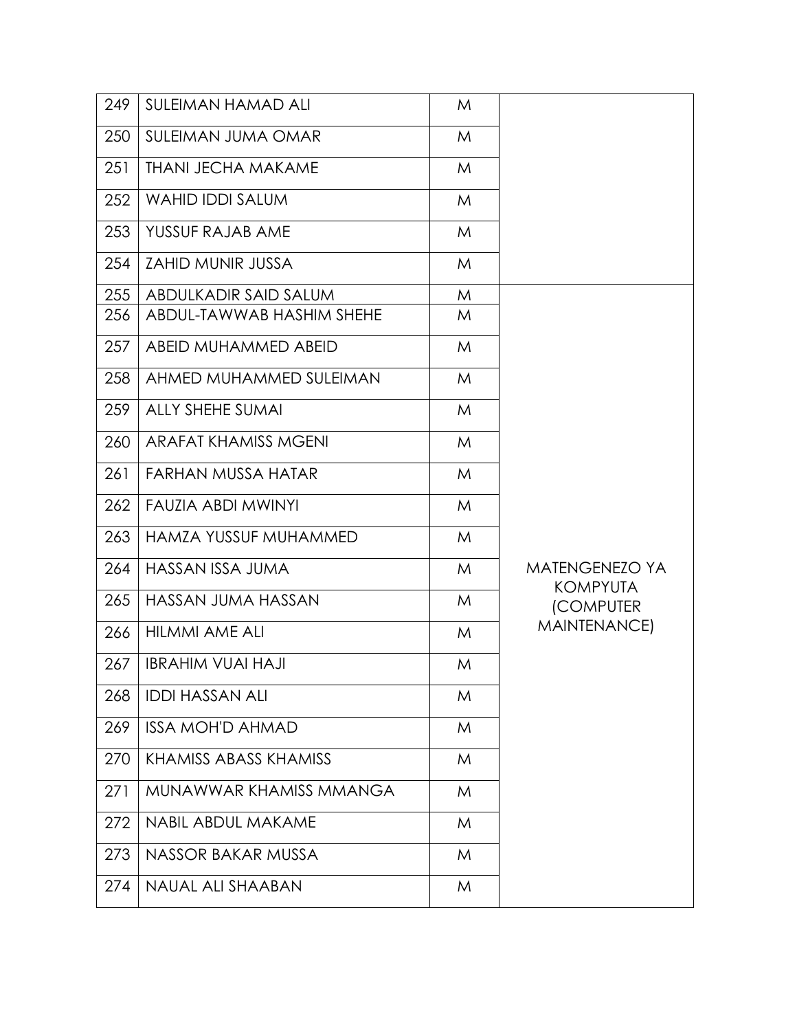| | | | |
|---|---|---|---|
| 249 | SULEIMAN HAMAD ALI | M | |
| 250 | SULEIMAN JUMA OMAR | M | |
| 251 | THANI JECHA MAKAME | M | |
| 252 | WAHID IDDI SALUM | M | |
| 253 | YUSSUF RAJAB AME | M | |
| 254 | ZAHID MUNIR JUSSA | M | |
| 255 | ABDULKADIR SAID SALUM | M | MATENGENEZO YA KOMPYUTA (COMPUTER MAINTENANCE) |
| 256 | ABDUL-TAWWAB HASHIM SHEHE | M | |
| 257 | ABEID MUHAMMED ABEID | M | |
| 258 | AHMED MUHAMMED SULEIMAN | M | |
| 259 | ALLY SHEHE SUMAI | M | |
| 260 | ARAFAT KHAMISS MGENI | M | |
| 261 | FARHAN MUSSA HATAR | M | |
| 262 | FAUZIA ABDI MWINYI | M | |
| 263 | HAMZA YUSSUF MUHAMMED | M | |
| 264 | HASSAN ISSA JUMA | M | |
| 265 | HASSAN JUMA HASSAN | M | |
| 266 | HILMMI AME ALI | M | |
| 267 | IBRAHIM VUAI HAJI | M | |
| 268 | IDDI HASSAN ALI | M | |
| 269 | ISSA MOH'D AHMAD | M | |
| 270 | KHAMISS ABASS KHAMISS | M | |
| 271 | MUNAWWAR KHAMISS MMANGA | M | |
| 272 | NABIL ABDUL MAKAME | M | |
| 273 | NASSOR BAKAR MUSSA | M | |
| 274 | NAUAL ALI SHAABAN | M | |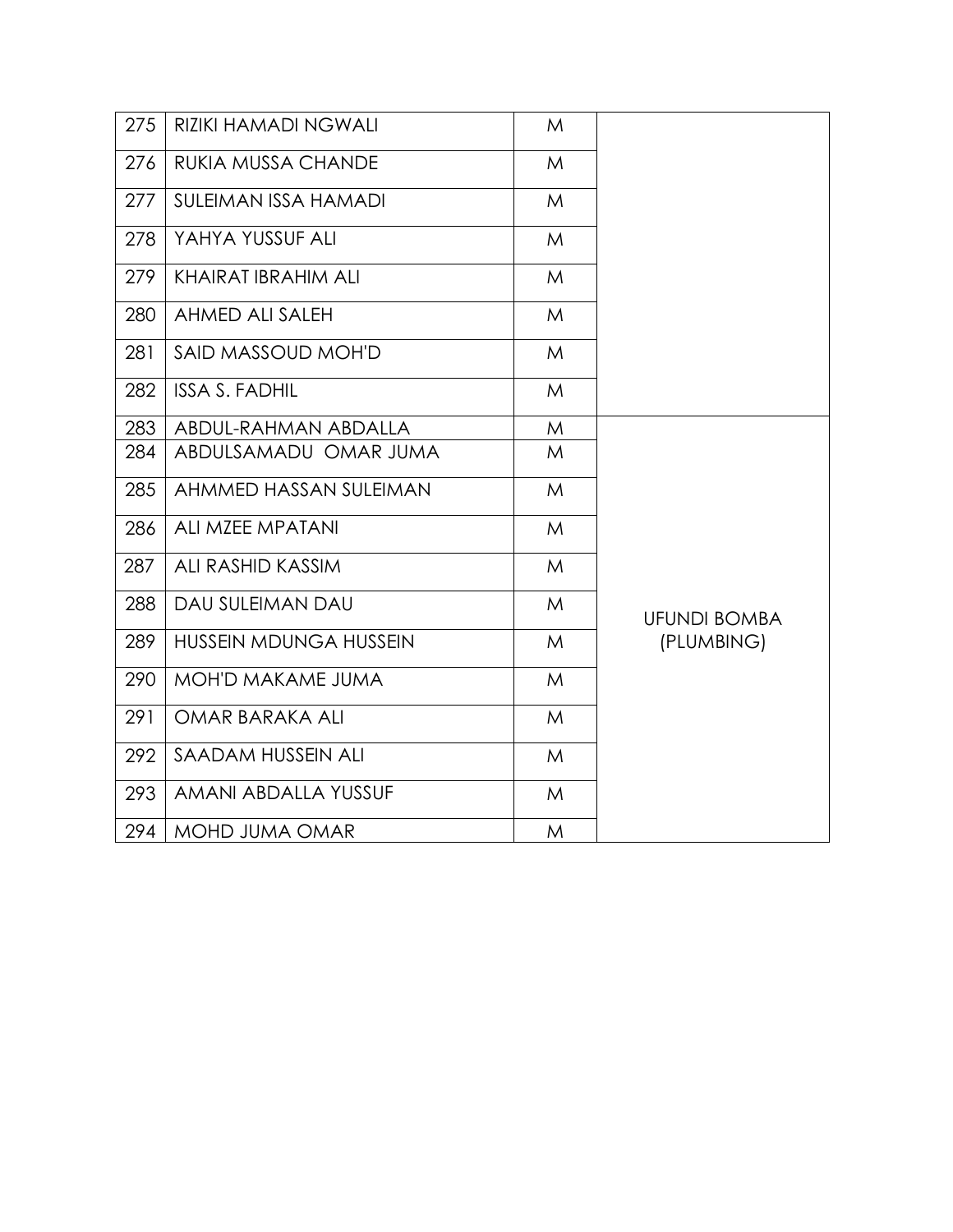| | | | |
|---|---|---|---|
| 275 | RIZIKI HAMADI NGWALI | M | |
| 276 | RUKIA MUSSA CHANDE | M | |
| 277 | SULEIMAN ISSA HAMADI | M | |
| 278 | YAHYA YUSSUF ALI | M | |
| 279 | KHAIRAT IBRAHIM ALI | M | |
| 280 | AHMED ALI SALEH | M | |
| 281 | SAID MASSOUD MOH'D | M | |
| 282 | ISSA S. FADHIL | M | |
| 283 | ABDUL-RAHMAN ABDALLA | M | UFUNDI BOMBA (PLUMBING) |
| 284 | ABDULSAMADU OMAR JUMA | M | |
| 285 | AHMMED HASSAN SULEIMAN | M | |
| 286 | ALI MZEE MPATANI | M | |
| 287 | ALI RASHID KASSIM | M | |
| 288 | DAU SULEIMAN DAU | M | |
| 289 | HUSSEIN MDUNGA HUSSEIN | M | |
| 290 | MOH'D MAKAME JUMA | M | |
| 291 | OMAR BARAKA ALI | M | |
| 292 | SAADAM HUSSEIN ALI | M | |
| 293 | AMANI ABDALLA YUSSUF | M | |
| 294 | MOHD JUMA OMAR | M | |